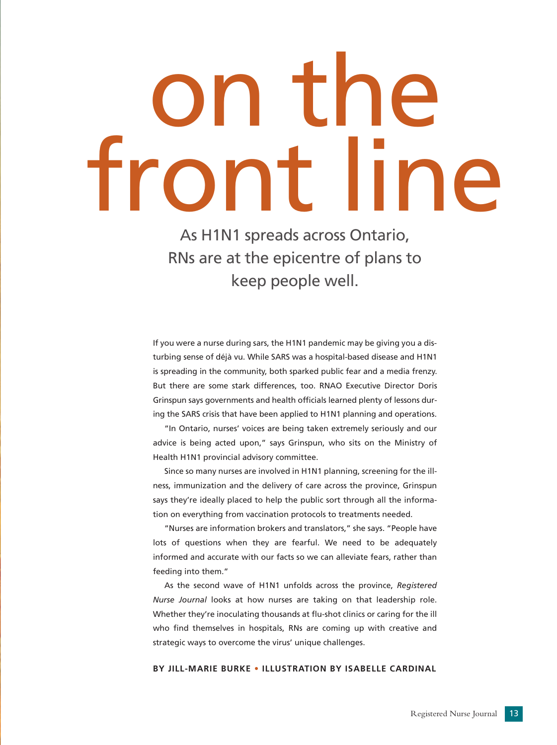# on the front line

## As H1N1 spreads across Ontario, RNs are at the epicentre of plans to keep people well.

If you were a nurse during sars, the H1N1 pandemic may be giving you a disturbing sense of déjà vu. While SARS was a hospital-based disease and H1N1 is spreading in the community, both sparked public fear and a media frenzy. But there are some stark differences, too. RNAO Executive Director Doris Grinspun says governments and health officials learned plenty of lessons during the SARS crisis that have been applied to H1N1 planning and operations.

"In Ontario, nurses' voices are being taken extremely seriously and our advice is being acted upon," says Grinspun, who sits on the Ministry of Health H1N1 provincial advisory committee.

Since so many nurses are involved in H1N1 planning, screening for the illness, immunization and the delivery of care across the province, Grinspun says they're ideally placed to help the public sort through all the information on everything from vaccination protocols to treatments needed.

"Nurses are information brokers and translators," she says. "People have lots of questions when they are fearful. We need to be adequately informed and accurate with our facts so we can alleviate fears, rather than feeding into them."

As the second wave of H1N1 unfolds across the province, *Registered Nurse Journal* looks at how nurses are taking on that leadership role. Whether they're inoculating thousands at flu-shot clinics or caring for the ill who find themselves in hospitals, RNs are coming up with creative and strategic ways to overcome the virus' unique challenges.

**BY JILL-MARIE BURKE • ILLUSTRATION BY ISABELLE CARDINAL**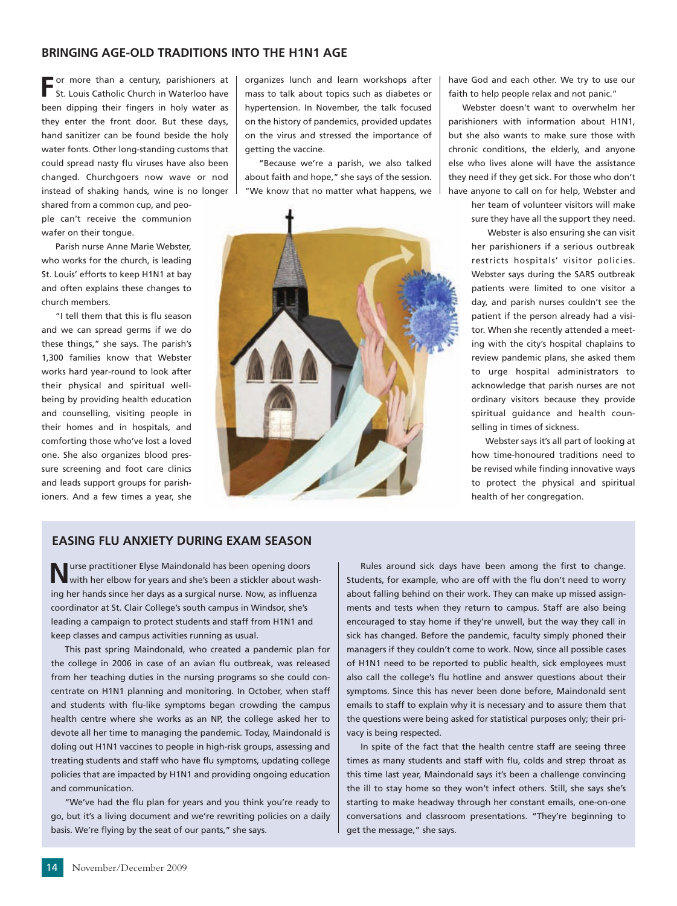## BRINGING AGE-OLD TRADITIONS INTO THE H1N1 AGE

For more than a century, parishioners at St. Louis Catholic Church in Waterloo have been dipping their fingers in holy water as they enter the front door. But these days, hand sanitizer can be found beside the holy water fonts. Other long-standing customs that could spread nasty flu viruses have also been changed. Churchgoers now wave or nod instead of shaking hands, wine is no longer shared from a common cup, and people can't receive the communion wafer on their tongue.

Parish nurse Anne Marie Webster, who works for the church, is leading St. Louis' efforts to keep H1N1 at bay and often explains these changes to church members.

"I tell them that this is flu season and we can spread germs if we do these things," she says. The parish's 1,300 families know that Webster works hard year-round to look after their physical and spiritual well-being by providing health education and counselling, visiting people in their homes and in hospitals, and comforting those who've lost a loved one. She also organizes blood pressure screening and foot care clinics and leads support groups for parishioners. And a few times a year, she organizes lunch and learn workshops after mass to talk about topics such as diabetes or hypertension. In November, the talk focused on the history of pandemics, provided updates on the virus and stressed the importance of getting the vaccine.

"Because we're a parish, we also talked about faith and hope," she says of the session. "We know that no matter what happens, we have God and each other. We try to use our faith to help people relax and not panic."

Webster doesn't want to overwhelm her parishioners with information about H1N1, but she also wants to make sure those with chronic conditions, the elderly, and anyone else who lives alone will have the assistance they need if they get sick. For those who don't have anyone to call on for help, Webster and her team of volunteer visitors will make sure they have all the support they need.

Webster is also ensuring she can visit her parishioners if a serious outbreak restricts hospitals' visitor policies. Webster says during the SARS outbreak patients were limited to one visitor a day, and parish nurses couldn't see the patient if the person already had a visitor. When she recently attended a meeting with the city's hospital chaplains to review pandemic plans, she asked them to urge hospital administrators to acknowledge that parish nurses are not ordinary visitors because they provide spiritual guidance and health counselling in times of sickness.

Webster says it's all part of looking at how time-honoured traditions need to be revised while finding innovative ways to protect the physical and spiritual health of her congregation.

## EASING FLU ANXIETY DURING EXAM SEASON

Nurse practitioner Elyse Maindonald has been opening doors with her elbow for years and she's been a stickler about washing her hands since her days as a surgical nurse. Now, as influenza coordinator at St. Clair College's south campus in Windsor, she's leading a campaign to protect students and staff from H1N1 and keep classes and campus activities running as usual.

This past spring Maindonald, who created a pandemic plan for the college in 2006 in case of an avian flu outbreak, was released from her teaching duties in the nursing programs so she could concentrate on H1N1 planning and monitoring. In October, when staff and students with flu-like symptoms began crowding the campus health centre where she works as an NP, the college asked her to devote all her time to managing the pandemic. Today, Maindonald is doling out H1N1 vaccines to people in high-risk groups, assessing and treating students and staff who have flu symptoms, updating college policies that are impacted by H1N1 and providing ongoing education and communication.

"We've had the flu plan for years and you think you're ready to go, but it's a living document and we're rewriting policies on a daily basis. We're flying by the seat of our pants," she says.

Rules around sick days have been among the first to change. Students, for example, who are off with the flu don't need to worry about falling behind on their work. They can make up missed assignments and tests when they return to campus. Staff are also being encouraged to stay home if they're unwell, but the way they call in sick has changed. Before the pandemic, faculty simply phoned their managers if they couldn't come to work. Now, since all possible cases of H1N1 need to be reported to public health, sick employees must also call the college's flu hotline and answer questions about their symptoms. Since this has never been done before, Maindonald sent emails to staff to explain why it is necessary and to assure them that the questions were being asked for statistical purposes only; their privacy is being respected.

In spite of the fact that the health centre staff are seeing three times as many students and staff with flu, colds and strep throat as this time last year, Maindonald says it's been a challenge convincing the ill to stay home so they won't infect others. Still, she says she's starting to make headway through her constant emails, one-on-one conversations and classroom presentations. "They're beginning to get the message," she says.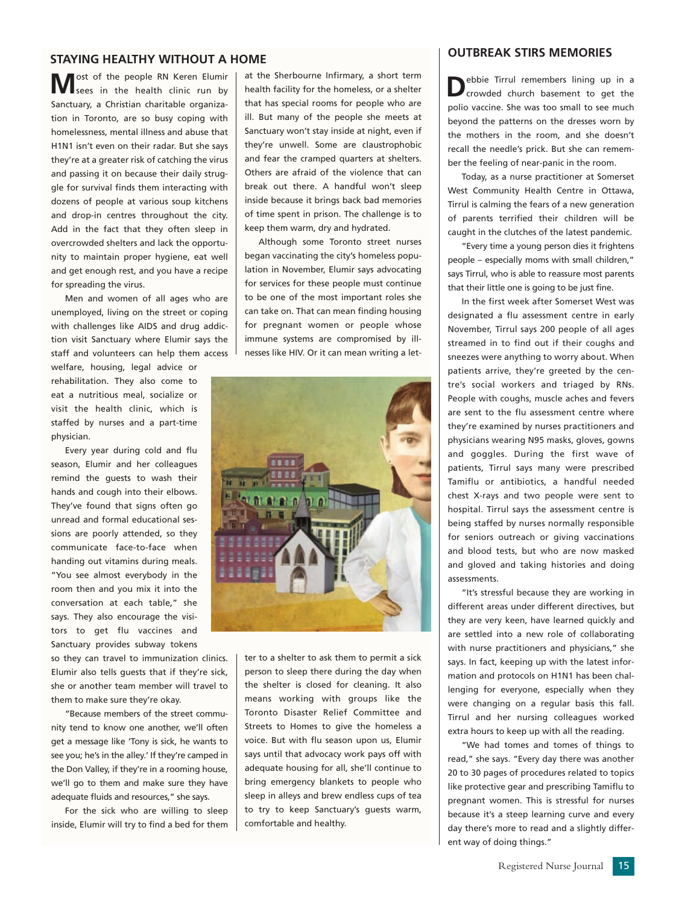## STAYING HEALTHY WITHOUT A HOME

Most of the people RN Keren Elumir sees in the health clinic run by Sanctuary, a Christian charitable organization in Toronto, are so busy coping with homelessness, mental illness and abuse that H1N1 isn't even on their radar. But she says they're at a greater risk of catching the virus and passing it on because their daily struggle for survival finds them interacting with dozens of people at various soup kitchens and drop-in centres throughout the city. Add in the fact that they often sleep in overcrowded shelters and lack the opportunity to maintain proper hygiene, eat well and get enough rest, and you have a recipe for spreading the virus.

Men and women of all ages who are unemployed, living on the street or coping with challenges like AIDS and drug addiction visit Sanctuary where Elumir says the staff and volunteers can help them access welfare, housing, legal advice or rehabilitation. They also come to eat a nutritious meal, socialize or visit the health clinic, which is staffed by nurses and a part-time physician.

Every year during cold and flu season, Elumir and her colleagues remind the guests to wash their hands and cough into their elbows. They've found that signs often go unread and formal educational sessions are poorly attended, so they communicate face-to-face when handing out vitamins during meals. "You see almost everybody in the room then and you mix it into the conversation at each table," she says. They also encourage the visitors to get flu vaccines and Sanctuary provides subway tokens so they can travel to immunization clinics. Elumir also tells guests that if they're sick, she or another team member will travel to them to make sure they're okay.

"Because members of the street community tend to know one another, we'll often get a message like 'Tony is sick, he wants to see you; he's in the alley.' If they're camped in the Don Valley, if they're in a rooming house, we'll go to them and make sure they have adequate fluids and resources," she says.

For the sick who are willing to sleep inside, Elumir will try to find a bed for them at the Sherbourne Infirmary, a short term health facility for the homeless, or a shelter that has special rooms for people who are ill. But many of the people she meets at Sanctuary won't stay inside at night, even if they're unwell. Some are claustrophobic and fear the cramped quarters at shelters. Others are afraid of the violence that can break out there. A handful won't sleep inside because it brings back bad memories of time spent in prison. The challenge is to keep them warm, dry and hydrated.

Although some Toronto street nurses began vaccinating the city's homeless population in November, Elumir says advocating for services for these people must continue to be one of the most important roles she can take on. That can mean finding housing for pregnant women or people whose immune systems are compromised by illnesses like HIV. Or it can mean writing a letter to a shelter to ask them to permit a sick person to sleep there during the day when the shelter is closed for cleaning. It also means working with groups like the Toronto Disaster Relief Committee and Streets to Homes to give the homeless a voice. But with flu season upon us, Elumir says until that advocacy work pays off with adequate housing for all, she'll continue to bring emergency blankets to people who sleep in alleys and brew endless cups of tea to try to keep Sanctuary's guests warm, comfortable and healthy.

## OUTBREAK STIRS MEMORIES

Debbie Tirrul remembers lining up in a crowded church basement to get the polio vaccine. She was too small to see much beyond the patterns on the dresses worn by the mothers in the room, and she doesn't recall the needle's prick. But she can remember the feeling of near-panic in the room.

Today, as a nurse practitioner at Somerset West Community Health Centre in Ottawa, Tirrul is calming the fears of a new generation of parents terrified their children will be caught in the clutches of the latest pandemic.

"Every time a young person dies it frightens people – especially moms with small children," says Tirrul, who is able to reassure most parents that their little one is going to be just fine.

In the first week after Somerset West was designated a flu assessment centre in early November, Tirrul says 200 people of all ages streamed in to find out if their coughs and sneezes were anything to worry about. When patients arrive, they're greeted by the centre's social workers and triaged by RNs. People with coughs, muscle aches and fevers are sent to the flu assessment centre where they're examined by nurses practitioners and physicians wearing N95 masks, gloves, gowns and goggles. During the first wave of patients, Tirrul says many were prescribed Tamiflu or antibiotics, a handful needed chest X-rays and two people were sent to hospital. Tirrul says the assessment centre is being staffed by nurses normally responsible for seniors outreach or giving vaccinations and blood tests, but who are now masked and gloved and taking histories and doing assessments.

"It's stressful because they are working in different areas under different directives, but they are very keen, have learned quickly and are settled into a new role of collaborating with nurse practitioners and physicians," she says. In fact, keeping up with the latest information and protocols on H1N1 has been challenging for everyone, especially when they were changing on a regular basis this fall. Tirrul and her nursing colleagues worked extra hours to keep up with all the reading.

"We had tomes and tomes of things to read," she says. "Every day there was another 20 to 30 pages of procedures related to topics like protective gear and prescribing Tamiflu to pregnant women. This is stressful for nurses because it's a steep learning curve and every day there's more to read and a slightly different way of doing things."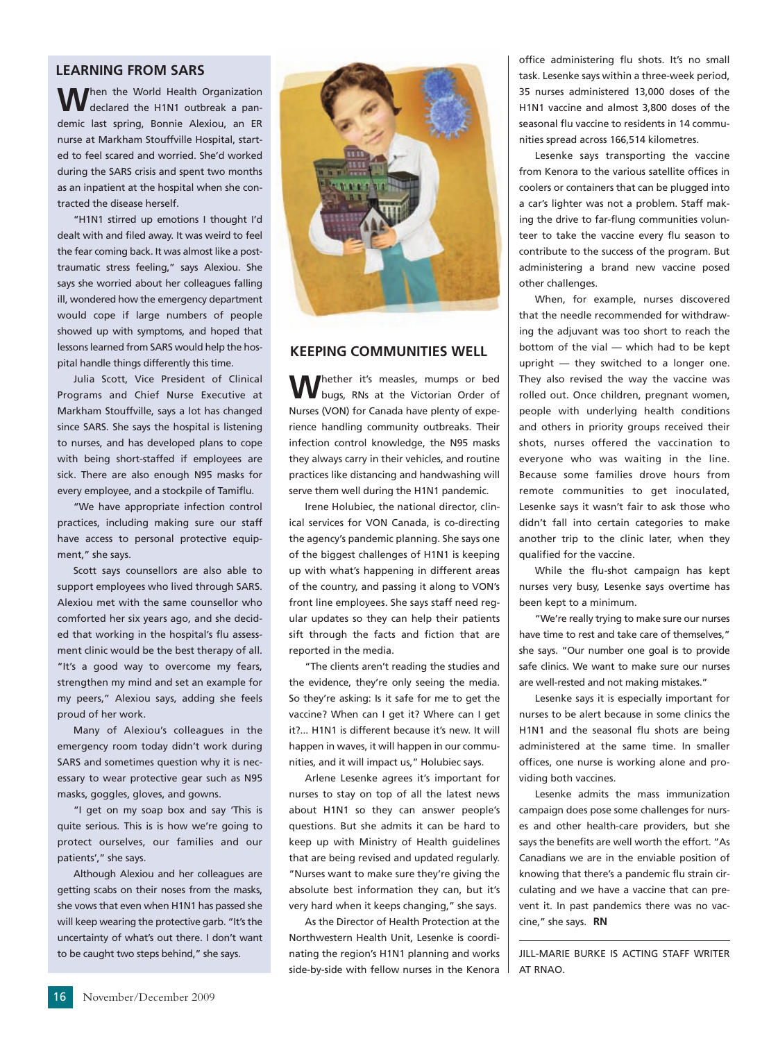## LEARNING FROM SARS

When the World Health Organization declared the H1N1 outbreak a pandemic last spring, Bonnie Alexiou, an ER nurse at Markham Stouffville Hospital, started to feel scared and worried. She'd worked during the SARS crisis and spent two months as an inpatient at the hospital when she contracted the disease herself.

"H1N1 stirred up emotions I thought I'd dealt with and filed away. It was weird to feel the fear coming back. It was almost like a post-traumatic stress feeling," says Alexiou. She says she worried about her colleagues falling ill, wondered how the emergency department would cope if large numbers of people showed up with symptoms, and hoped that lessons learned from SARS would help the hospital handle things differently this time.

Julia Scott, Vice President of Clinical Programs and Chief Nurse Executive at Markham Stouffville, says a lot has changed since SARS. She says the hospital is listening to nurses, and has developed plans to cope with being short-staffed if employees are sick. There are also enough N95 masks for every employee, and a stockpile of Tamiflu.

"We have appropriate infection control practices, including making sure our staff have access to personal protective equipment," she says.

Scott says counsellors are also able to support employees who lived through SARS. Alexiou met with the same counsellor who comforted her six years ago, and she decided that working in the hospital's flu assessment clinic would be the best therapy of all. "It's a good way to overcome my fears, strengthen my mind and set an example for my peers," Alexiou says, adding she feels proud of her work.

Many of Alexiou's colleagues in the emergency room today didn't work during SARS and sometimes question why it is necessary to wear protective gear such as N95 masks, goggles, gloves, and gowns.

"I get on my soap box and say 'This is quite serious. This is is how we're going to protect ourselves, our families and our patients'," she says.

Although Alexiou and her colleagues are getting scabs on their noses from the masks, she vows that even when H1N1 has passed she will keep wearing the protective garb. "It's the uncertainty of what's out there. I don't want to be caught two steps behind," she says.

## KEEPING COMMUNITIES WELL

Whether it's measles, mumps or bed bugs, RNs at the Victorian Order of Nurses (VON) for Canada have plenty of experience handling community outbreaks. Their infection control knowledge, the N95 masks they always carry in their vehicles, and routine practices like distancing and handwashing will serve them well during the H1N1 pandemic.

Irene Holubiec, the national director, clinical services for VON Canada, is co-directing the agency's pandemic planning. She says one of the biggest challenges of H1N1 is keeping up with what's happening in different areas of the country, and passing it along to VON's front line employees. She says staff need regular updates so they can help their patients sift through the facts and fiction that are reported in the media.

"The clients aren't reading the studies and the evidence, they're only seeing the media. So they're asking: Is it safe for me to get the vaccine? When can I get it? Where can I get it?... H1N1 is different because it's new. It will happen in waves, it will happen in our communities, and it will impact us," Holubiec says.

Arlene Lesenke agrees it's important for nurses to stay on top of all the latest news about H1N1 so they can answer people's questions. But she admits it can be hard to keep up with Ministry of Health guidelines that are being revised and updated regularly. "Nurses want to make sure they're giving the absolute best information they can, but it's very hard when it keeps changing," she says.

As the Director of Health Protection at the Northwestern Health Unit, Lesenke is coordinating the region's H1N1 planning and works side-by-side with fellow nurses in the Kenora office administering flu shots. It's no small task. Lesenke says within a three-week period, 35 nurses administered 13,000 doses of the H1N1 vaccine and almost 3,800 doses of the seasonal flu vaccine to residents in 14 communities spread across 166,514 kilometres.

Lesenke says transporting the vaccine from Kenora to the various satellite offices in coolers or containers that can be plugged into a car's lighter was not a problem. Staff making the drive to far-flung communities volunteer to take the vaccine every flu season to contribute to the success of the program. But administering a brand new vaccine posed other challenges.

When, for example, nurses discovered that the needle recommended for withdrawing the adjuvant was too short to reach the bottom of the vial — which had to be kept upright — they switched to a longer one. They also revised the way the vaccine was rolled out. Once children, pregnant women, people with underlying health conditions and others in priority groups received their shots, nurses offered the vaccination to everyone who was waiting in the line. Because some families drove hours from remote communities to get inoculated, Lesenke says it wasn't fair to ask those who didn't fall into certain categories to make another trip to the clinic later, when they qualified for the vaccine.

While the flu-shot campaign has kept nurses very busy, Lesenke says overtime has been kept to a minimum.

"We're really trying to make sure our nurses have time to rest and take care of themselves," she says. "Our number one goal is to provide safe clinics. We want to make sure our nurses are well-rested and not making mistakes."

Lesenke says it is especially important for nurses to be alert because in some clinics the H1N1 and the seasonal flu shots are being administered at the same time. In smaller offices, one nurse is working alone and providing both vaccines.

Lesenke admits the mass immunization campaign does pose some challenges for nurses and other health-care providers, but she says the benefits are well worth the effort. "As Canadians we are in the enviable position of knowing that there's a pandemic flu strain circulating and we have a vaccine that can prevent it. In past pandemics there was no vaccine," she says. **RN**

---

JILL-MARIE BURKE IS ACTING STAFF WRITER AT RNAO.